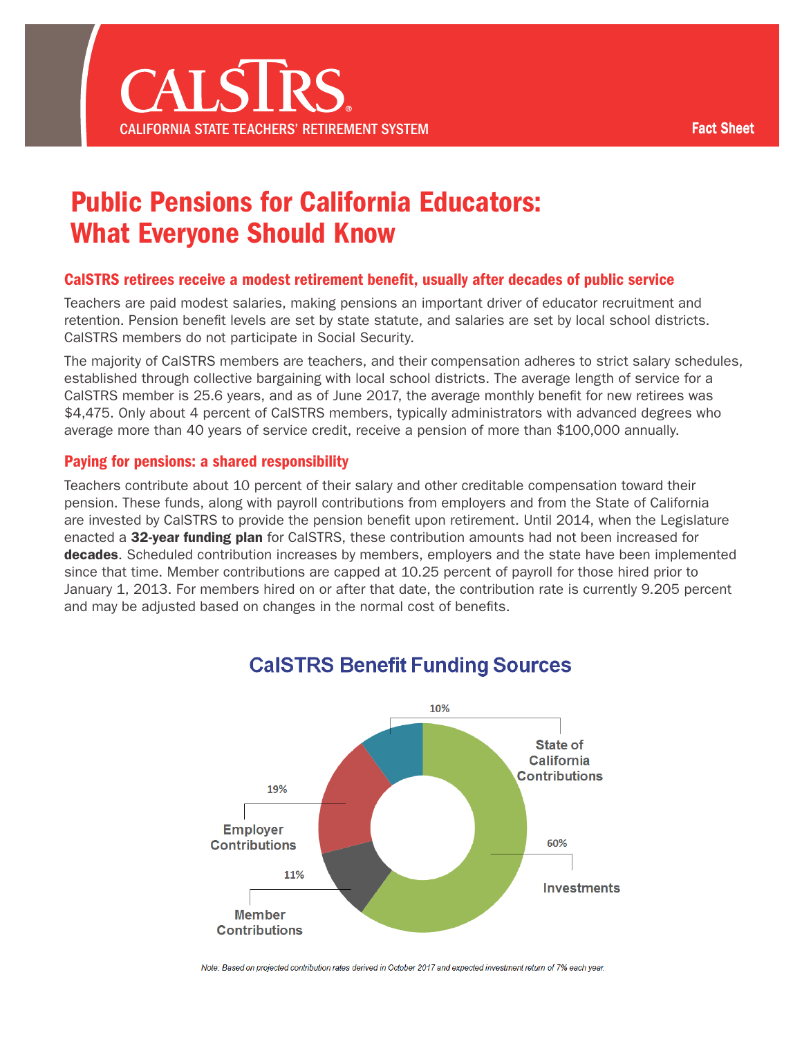CALSTRS
CALIFORNIA STATE TEACHERS' RETIREMENT SYSTEM

Fact Sheet

# Public Pensions for California Educators: What Everyone Should Know

## CalSTRS retirees receive a modest retirement benefit, usually after decades of public service

Teachers are paid modest salaries, making pensions an important driver of educator recruitment and retention. Pension benefit levels are set by state statute, and salaries are set by local school districts. CalSTRS members do not participate in Social Security.

The majority of CalSTRS members are teachers, and their compensation adheres to strict salary schedules, established through collective bargaining with local school districts. The average length of service for a CalSTRS member is 25.6 years, and as of June 2017, the average monthly benefit for new retirees was $4,475. Only about 4 percent of CalSTRS members, typically administrators with advanced degrees who average more than 40 years of service credit, receive a pension of more than $100,000 annually.

## Paying for pensions: a shared responsibility

Teachers contribute about 10 percent of their salary and other creditable compensation toward their pension. These funds, along with payroll contributions from employers and from the State of California are invested by CalSTRS to provide the pension benefit upon retirement. Until 2014, when the Legislature enacted a **32-year funding plan** for CalSTRS, these contribution amounts had not been increased for **decades**. Scheduled contribution increases by members, employers and the state have been implemented since that time. Member contributions are capped at 10.25 percent of payroll for those hired prior to January 1, 2013. For members hired on or after that date, the contribution rate is currently 9.205 percent and may be adjusted based on changes in the normal cost of benefits.

### CalSTRS Benefit Funding Sources

| Source | Share |
|---|---|
| Investments | 60% |
| Employer Contributions | 19% |
| Member Contributions | 11% |
| State of California Contributions | 10% |

*Note: Based on projected contribution rates derived in October 2017 and expected investment return of 7% each year.*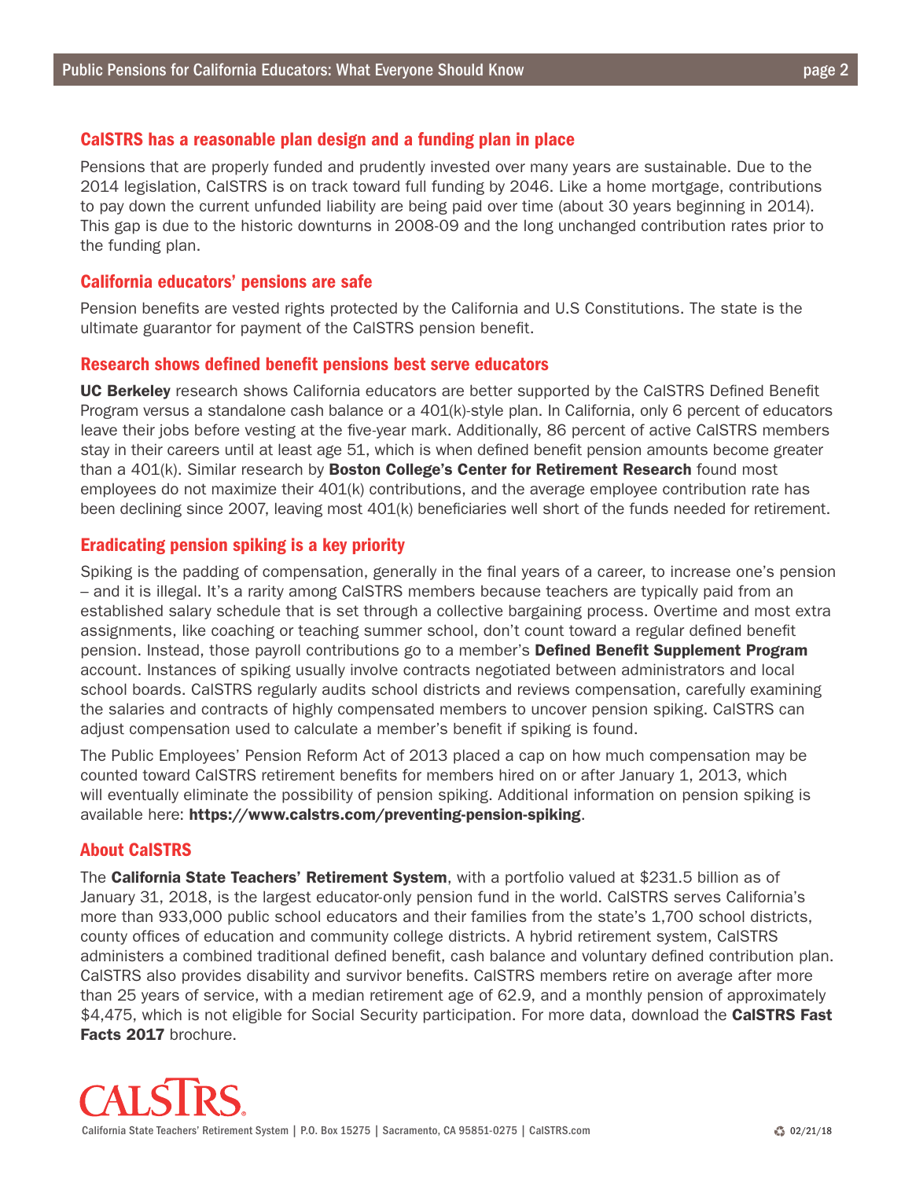## CalSTRS has a reasonable plan design and a funding plan in place

Pensions that are properly funded and prudently invested over many years are sustainable. Due to the 2014 legislation, CalSTRS is on track toward full funding by 2046. Like a home mortgage, contributions to pay down the current unfunded liability are being paid over time (about 30 years beginning in 2014). This gap is due to the historic downturns in 2008-09 and the long unchanged contribution rates prior to the funding plan.

## California educators' pensions are safe

Pension benefits are vested rights protected by the California and U.S Constitutions. The state is the ultimate guarantor for payment of the CalSTRS pension benefit.

## Research shows defined benefit pensions best serve educators

**UC Berkeley** research shows California educators are better supported by the CalSTRS Defined Benefit Program versus a standalone cash balance or a 401(k)-style plan. In California, only 6 percent of educators leave their jobs before vesting at the five-year mark. Additionally, 86 percent of active CalSTRS members stay in their careers until at least age 51, which is when defined benefit pension amounts become greater than a 401(k). Similar research by **Boston College's Center for Retirement Research** found most employees do not maximize their 401(k) contributions, and the average employee contribution rate has been declining since 2007, leaving most 401(k) beneficiaries well short of the funds needed for retirement.

## Eradicating pension spiking is a key priority

Spiking is the padding of compensation, generally in the final years of a career, to increase one's pension – and it is illegal. It's a rarity among CalSTRS members because teachers are typically paid from an established salary schedule that is set through a collective bargaining process. Overtime and most extra assignments, like coaching or teaching summer school, don't count toward a regular defined benefit pension. Instead, those payroll contributions go to a member's **Defined Benefit Supplement Program** account. Instances of spiking usually involve contracts negotiated between administrators and local school boards. CalSTRS regularly audits school districts and reviews compensation, carefully examining the salaries and contracts of highly compensated members to uncover pension spiking. CalSTRS can adjust compensation used to calculate a member's benefit if spiking is found.

The Public Employees' Pension Reform Act of 2013 placed a cap on how much compensation may be counted toward CalSTRS retirement benefits for members hired on or after January 1, 2013, which will eventually eliminate the possibility of pension spiking. Additional information on pension spiking is available here: **https://www.calstrs.com/preventing-pension-spiking**.

## About CalSTRS

The **California State Teachers' Retirement System**, with a portfolio valued at $231.5 billion as of January 31, 2018, is the largest educator-only pension fund in the world. CalSTRS serves California's more than 933,000 public school educators and their families from the state's 1,700 school districts, county offices of education and community college districts. A hybrid retirement system, CalSTRS administers a combined traditional defined benefit, cash balance and voluntary defined contribution plan. CalSTRS also provides disability and survivor benefits. CalSTRS members retire on average after more than 25 years of service, with a median retirement age of 62.9, and a monthly pension of approximately $4,475, which is not eligible for Social Security participation. For more data, download the **CalSTRS Fast Facts 2017** brochure.

CALSTRS

California State Teachers' Retirement System | P.O. Box 15275 | Sacramento, CA 95851-0275 | CalSTRS.com

02/21/18